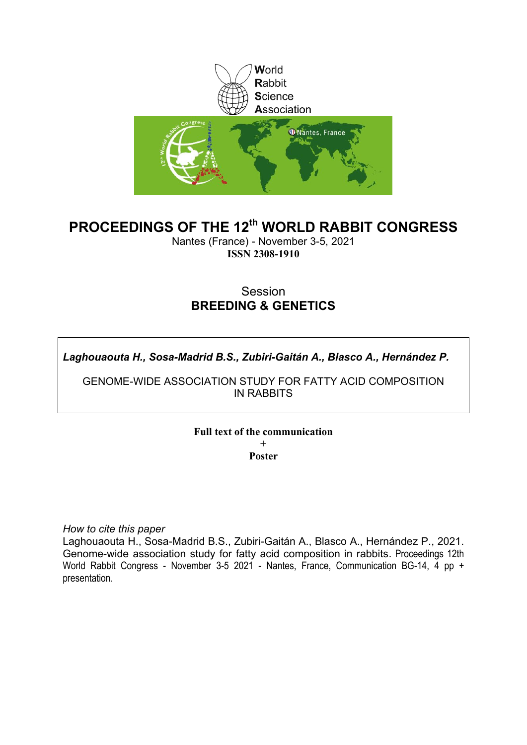World
Rabbit
Science
Association

# PROCEEDINGS OF THE 12th WORLD RABBIT CONGRESS

Nantes (France) - November 3-5, 2021

**ISSN 2308-1910**

Session

## BREEDING & GENETICS

***Laghouaouta H., Sosa-Madrid B.S., Zubiri-Gaitán A., Blasco A., Hernández P.***

GENOME-WIDE ASSOCIATION STUDY FOR FATTY ACID COMPOSITION IN RABBITS

**Full text of the communication**

**+**

**Poster**

*How to cite this paper*

Laghouaouta H., Sosa-Madrid B.S., Zubiri-Gaitán A., Blasco A., Hernández P., 2021. Genome-wide association study for fatty acid composition in rabbits. Proceedings 12th World Rabbit Congress - November 3-5 2021 - Nantes, France, Communication BG-14, 4 pp + presentation.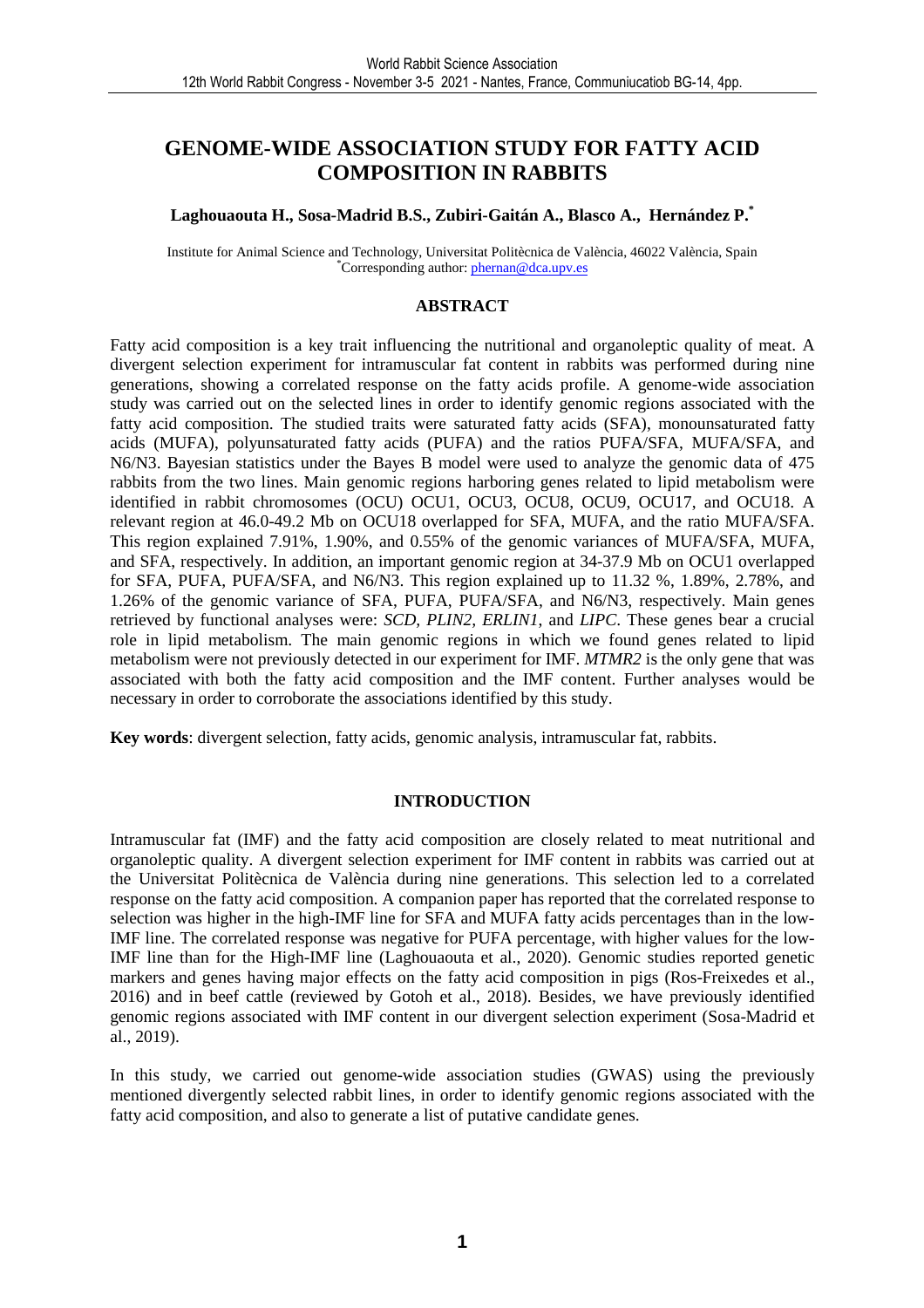# GENOME-WIDE ASSOCIATION STUDY FOR FATTY ACID COMPOSITION IN RABBITS

**Laghouaouta H., Sosa-Madrid B.S., Zubiri-Gaitán A., Blasco A., Hernández P.[*]**

Institute for Animal Science and Technology, Universitat Politècnica de València, 46022 València, Spain
[*]Corresponding author: phernan@dca.upv.es

## ABSTRACT

Fatty acid composition is a key trait influencing the nutritional and organoleptic quality of meat. A divergent selection experiment for intramuscular fat content in rabbits was performed during nine generations, showing a correlated response on the fatty acids profile. A genome-wide association study was carried out on the selected lines in order to identify genomic regions associated with the fatty acid composition. The studied traits were saturated fatty acids (SFA), monounsaturated fatty acids (MUFA), polyunsaturated fatty acids (PUFA) and the ratios PUFA/SFA, MUFA/SFA, and N6/N3. Bayesian statistics under the Bayes B model were used to analyze the genomic data of 475 rabbits from the two lines. Main genomic regions harboring genes related to lipid metabolism were identified in rabbit chromosomes (OCU) OCU1, OCU3, OCU8, OCU9, OCU17, and OCU18. A relevant region at 46.0-49.2 Mb on OCU18 overlapped for SFA, MUFA, and the ratio MUFA/SFA. This region explained 7.91%, 1.90%, and 0.55% of the genomic variances of MUFA/SFA, MUFA, and SFA, respectively. In addition, an important genomic region at 34-37.9 Mb on OCU1 overlapped for SFA, PUFA, PUFA/SFA, and N6/N3. This region explained up to 11.32 %, 1.89%, 2.78%, and 1.26% of the genomic variance of SFA, PUFA, PUFA/SFA, and N6/N3, respectively. Main genes retrieved by functional analyses were: *SCD*, *PLIN2*, *ERLIN1*, and *LIPC*. These genes bear a crucial role in lipid metabolism. The main genomic regions in which we found genes related to lipid metabolism were not previously detected in our experiment for IMF. *MTMR2* is the only gene that was associated with both the fatty acid composition and the IMF content. Further analyses would be necessary in order to corroborate the associations identified by this study.

**Key words**: divergent selection, fatty acids, genomic analysis, intramuscular fat, rabbits.

## INTRODUCTION

Intramuscular fat (IMF) and the fatty acid composition are closely related to meat nutritional and organoleptic quality. A divergent selection experiment for IMF content in rabbits was carried out at the Universitat Politècnica de València during nine generations. This selection led to a correlated response on the fatty acid composition. A companion paper has reported that the correlated response to selection was higher in the high-IMF line for SFA and MUFA fatty acids percentages than in the low-IMF line. The correlated response was negative for PUFA percentage, with higher values for the low-IMF line than for the High-IMF line (Laghouaouta et al., 2020). Genomic studies reported genetic markers and genes having major effects on the fatty acid composition in pigs (Ros-Freixedes et al., 2016) and in beef cattle (reviewed by Gotoh et al., 2018). Besides, we have previously identified genomic regions associated with IMF content in our divergent selection experiment (Sosa-Madrid et al., 2019).

In this study, we carried out genome-wide association studies (GWAS) using the previously mentioned divergently selected rabbit lines, in order to identify genomic regions associated with the fatty acid composition, and also to generate a list of putative candidate genes.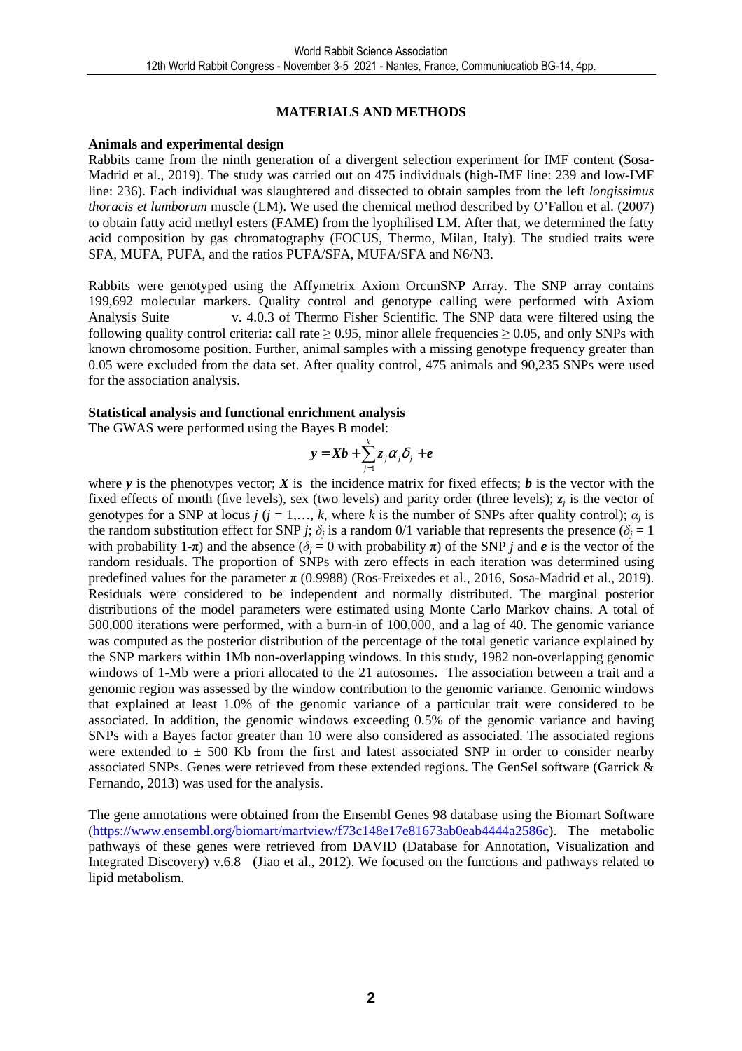## MATERIALS AND METHODS

### Animals and experimental design

Rabbits came from the ninth generation of a divergent selection experiment for IMF content (Sosa-Madrid et al., 2019). The study was carried out on 475 individuals (high-IMF line: 239 and low-IMF line: 236). Each individual was slaughtered and dissected to obtain samples from the left *longissimus thoracis et lumborum* muscle (LM). We used the chemical method described by O'Fallon et al. (2007) to obtain fatty acid methyl esters (FAME) from the lyophilised LM. After that, we determined the fatty acid composition by gas chromatography (FOCUS, Thermo, Milan, Italy). The studied traits were SFA, MUFA, PUFA, and the ratios PUFA/SFA, MUFA/SFA and N6/N3.

Rabbits were genotyped using the Affymetrix Axiom OrcunSNP Array. The SNP array contains 199,692 molecular markers. Quality control and genotype calling were performed with Axiom Analysis Suite v. 4.0.3 of Thermo Fisher Scientific. The SNP data were filtered using the following quality control criteria: call rate ≥ 0.95, minor allele frequencies ≥ 0.05, and only SNPs with known chromosome position. Further, animal samples with a missing genotype frequency greater than 0.05 were excluded from the data set. After quality control, 475 animals and 90,235 SNPs were used for the association analysis.

### Statistical analysis and functional enrichment analysis

The GWAS were performed using the Bayes B model:

$$\boldsymbol{y} = \boldsymbol{Xb} + \sum_{j=1}^{k} \boldsymbol{z}_j \alpha_j \delta_j + \boldsymbol{e}$$

where $\boldsymbol{y}$ is the phenotypes vector; $\boldsymbol{X}$ is the incidence matrix for fixed effects; $\boldsymbol{b}$ is the vector with the fixed effects of month (five levels), sex (two levels) and parity order (three levels); $\boldsymbol{z}_j$ is the vector of genotypes for a SNP at locus $j$ ($j = 1,\ldots, k$, where $k$ is the number of SNPs after quality control); $\alpha_j$ is the random substitution effect for SNP $j$; $\delta_j$ is a random 0/1 variable that represents the presence ($\delta_j = 1$ with probability $1\text{-}\pi$) and the absence ($\delta_j = 0$ with probability $\pi$) of the SNP $j$ and $\boldsymbol{e}$ is the vector of the random residuals. The proportion of SNPs with zero effects in each iteration was determined using predefined values for the parameter $\pi$ (0.9988) (Ros-Freixedes et al., 2016, Sosa-Madrid et al., 2019). Residuals were considered to be independent and normally distributed. The marginal posterior distributions of the model parameters were estimated using Monte Carlo Markov chains. A total of 500,000 iterations were performed, with a burn-in of 100,000, and a lag of 40. The genomic variance was computed as the posterior distribution of the percentage of the total genetic variance explained by the SNP markers within 1Mb non-overlapping windows. In this study, 1982 non-overlapping genomic windows of 1-Mb were a priori allocated to the 21 autosomes. The association between a trait and a genomic region was assessed by the window contribution to the genomic variance. Genomic windows that explained at least 1.0% of the genomic variance of a particular trait were considered to be associated. In addition, the genomic windows exceeding 0.5% of the genomic variance and having SNPs with a Bayes factor greater than 10 were also considered as associated. The associated regions were extended to ± 500 Kb from the first and latest associated SNP in order to consider nearby associated SNPs. Genes were retrieved from these extended regions. The GenSel software (Garrick & Fernando, 2013) was used for the analysis.

The gene annotations were obtained from the Ensembl Genes 98 database using the Biomart Software (https://www.ensembl.org/biomart/martview/f73c148e17e81673ab0eab4444a2586c). The metabolic pathways of these genes were retrieved from DAVID (Database for Annotation, Visualization and Integrated Discovery) v.6.8 (Jiao et al., 2012). We focused on the functions and pathways related to lipid metabolism.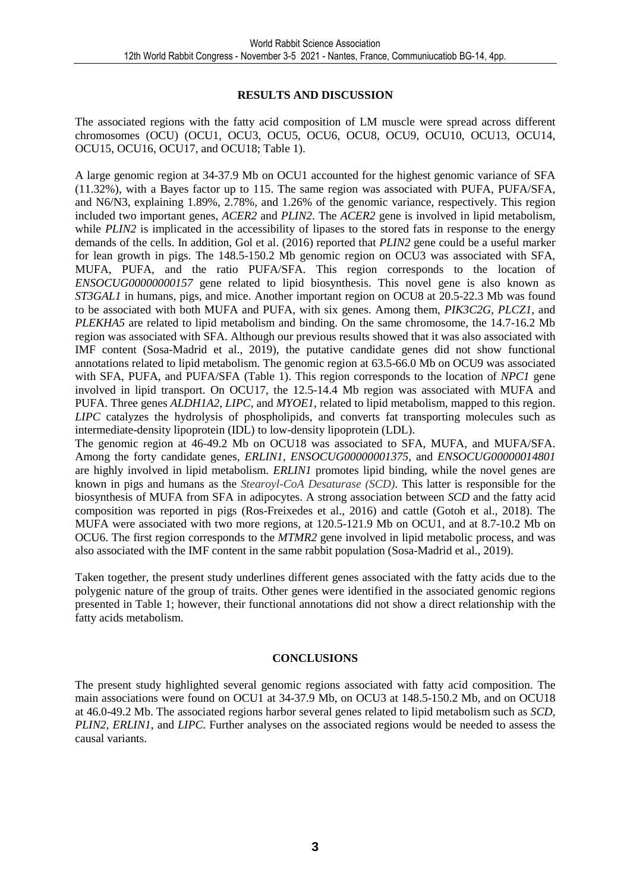## RESULTS AND DISCUSSION

The associated regions with the fatty acid composition of LM muscle were spread across different chromosomes (OCU) (OCU1, OCU3, OCU5, OCU6, OCU8, OCU9, OCU10, OCU13, OCU14, OCU15, OCU16, OCU17, and OCU18; Table 1).

A large genomic region at 34-37.9 Mb on OCU1 accounted for the highest genomic variance of SFA (11.32%), with a Bayes factor up to 115. The same region was associated with PUFA, PUFA/SFA, and N6/N3, explaining 1.89%, 2.78%, and 1.26% of the genomic variance, respectively. This region included two important genes, *ACER2* and *PLIN2*. The *ACER2* gene is involved in lipid metabolism, while *PLIN2* is implicated in the accessibility of lipases to the stored fats in response to the energy demands of the cells. In addition, Gol et al. (2016) reported that *PLIN2* gene could be a useful marker for lean growth in pigs. The 148.5-150.2 Mb genomic region on OCU3 was associated with SFA, MUFA, PUFA, and the ratio PUFA/SFA. This region corresponds to the location of *ENSOCUG00000000157* gene related to lipid biosynthesis. This novel gene is also known as *ST3GAL1* in humans, pigs, and mice. Another important region on OCU8 at 20.5-22.3 Mb was found to be associated with both MUFA and PUFA, with six genes. Among them, *PIK3C2G*, *PLCZ1*, and *PLEKHA5* are related to lipid metabolism and binding. On the same chromosome, the 14.7-16.2 Mb region was associated with SFA. Although our previous results showed that it was also associated with IMF content (Sosa-Madrid et al., 2019), the putative candidate genes did not show functional annotations related to lipid metabolism. The genomic region at 63.5-66.0 Mb on OCU9 was associated with SFA, PUFA, and PUFA/SFA (Table 1). This region corresponds to the location of *NPC1* gene involved in lipid transport. On OCU17, the 12.5-14.4 Mb region was associated with MUFA and PUFA. Three genes *ALDH1A2*, *LIPC*, and *MYOE1*, related to lipid metabolism, mapped to this region. *LIPC* catalyzes the hydrolysis of phospholipids, and converts fat transporting molecules such as intermediate-density lipoprotein (IDL) to low-density lipoprotein (LDL).
The genomic region at 46-49.2 Mb on OCU18 was associated to SFA, MUFA, and MUFA/SFA. Among the forty candidate genes, *ERLIN1*, *ENSOCUG00000001375*, and *ENSOCUG00000014801* are highly involved in lipid metabolism. *ERLIN1* promotes lipid binding, while the novel genes are known in pigs and humans as the *Stearoyl-CoA Desaturase (SCD)*. This latter is responsible for the biosynthesis of MUFA from SFA in adipocytes. A strong association between *SCD* and the fatty acid composition was reported in pigs (Ros-Freixedes et al., 2016) and cattle (Gotoh et al., 2018). The MUFA were associated with two more regions, at 120.5-121.9 Mb on OCU1, and at 8.7-10.2 Mb on OCU6. The first region corresponds to the *MTMR2* gene involved in lipid metabolic process, and was also associated with the IMF content in the same rabbit population (Sosa-Madrid et al., 2019).

Taken together, the present study underlines different genes associated with the fatty acids due to the polygenic nature of the group of traits. Other genes were identified in the associated genomic regions presented in Table 1; however, their functional annotations did not show a direct relationship with the fatty acids metabolism.

## CONCLUSIONS

The present study highlighted several genomic regions associated with fatty acid composition. The main associations were found on OCU1 at 34-37.9 Mb, on OCU3 at 148.5-150.2 Mb, and on OCU18 at 46.0-49.2 Mb. The associated regions harbor several genes related to lipid metabolism such as *SCD*, *PLIN2*, *ERLIN1*, and *LIPC*. Further analyses on the associated regions would be needed to assess the causal variants.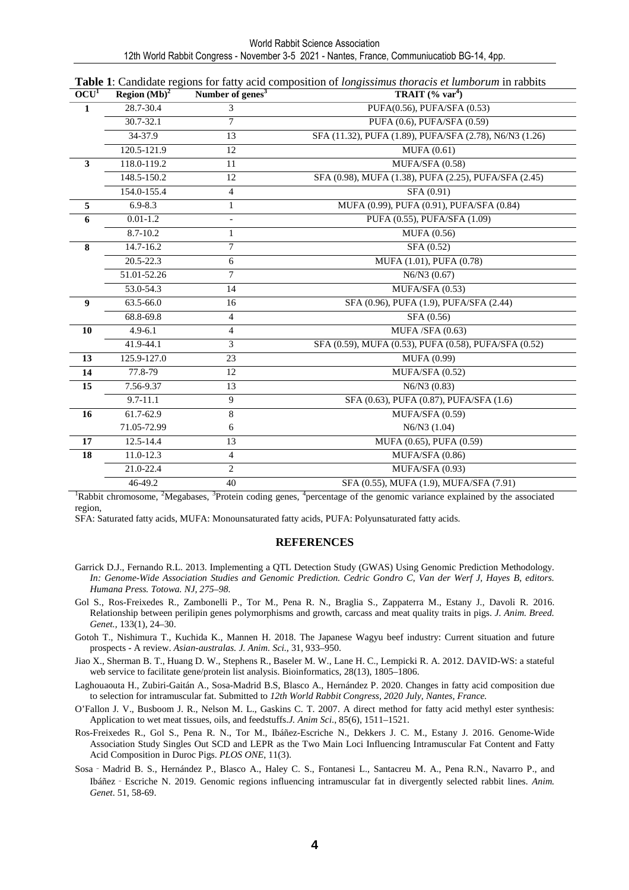**Table 1**: Candidate regions for fatty acid composition of *longissimus thoracis et lumborum* in rabbits

| OCU[1] | Region (Mb)[2] | Number of genes[3] | TRAIT (% var[4]) |
|---|---|---|---|
| **1** | 28.7-30.4 | 3 | PUFA(0.56), PUFA/SFA (0.53) |
| | 30.7-32.1 | 7 | PUFA (0.6), PUFA/SFA (0.59) |
| | 34-37.9 | 13 | SFA (11.32), PUFA (1.89), PUFA/SFA (2.78), N6/N3 (1.26) |
| | 120.5-121.9 | 12 | MUFA (0.61) |
| **3** | 118.0-119.2 | 11 | MUFA/SFA (0.58) |
| | 148.5-150.2 | 12 | SFA (0.98), MUFA (1.38), PUFA (2.25), PUFA/SFA (2.45) |
| | 154.0-155.4 | 4 | SFA (0.91) |
| **5** | 6.9-8.3 | 1 | MUFA (0.99), PUFA (0.91), PUFA/SFA (0.84) |
| **6** | 0.01-1.2 | - | PUFA (0.55), PUFA/SFA (1.09) |
| | 8.7-10.2 | 1 | MUFA (0.56) |
| **8** | 14.7-16.2 | 7 | SFA (0.52) |
| | 20.5-22.3 | 6 | MUFA (1.01), PUFA (0.78) |
| | 51.01-52.26 | 7 | N6/N3 (0.67) |
| | 53.0-54.3 | 14 | MUFA/SFA (0.53) |
| **9** | 63.5-66.0 | 16 | SFA (0.96), PUFA (1.9), PUFA/SFA (2.44) |
| | 68.8-69.8 | 4 | SFA (0.56) |
| **10** | 4.9-6.1 | 4 | MUFA /SFA (0.63) |
| | 41.9-44.1 | 3 | SFA (0.59), MUFA (0.53), PUFA (0.58), PUFA/SFA (0.52) |
| **13** | 125.9-127.0 | 23 | MUFA (0.99) |
| **14** | 77.8-79 | 12 | MUFA/SFA (0.52) |
| **15** | 7.56-9.37 | 13 | N6/N3 (0.83) |
| | 9.7-11.1 | 9 | SFA (0.63), PUFA (0.87), PUFA/SFA (1.6) |
| **16** | 61.7-62.9 | 8 | MUFA/SFA (0.59) |
| | 71.05-72.99 | 6 | N6/N3 (1.04) |
| **17** | 12.5-14.4 | 13 | MUFA (0.65), PUFA (0.59) |
| **18** | 11.0-12.3 | 4 | MUFA/SFA (0.86) |
| | 21.0-22.4 | 2 | MUFA/SFA (0.93) |
| | 46-49.2 | 40 | SFA (0.55), MUFA (1.9), MUFA/SFA (7.91) |

[1]Rabbit chromosome, [2]Megabases, [3]Protein coding genes, [4]percentage of the genomic variance explained by the associated region,

SFA: Saturated fatty acids, MUFA: Monounsaturated fatty acids, PUFA: Polyunsaturated fatty acids.

## REFERENCES

Garrick D.J., Fernando R.L. 2013. Implementing a QTL Detection Study (GWAS) Using Genomic Prediction Methodology. *In: Genome-Wide Association Studies and Genomic Prediction. Cedric Gondro C, Van der Werf J, Hayes B, editors. Humana Press. Totowa. NJ, 275–98.*

Gol S., Ros-Freixedes R., Zambonelli P., Tor M., Pena R. N., Braglia S., Zappaterra M., Estany J., Davoli R. 2016. Relationship between perilipin genes polymorphisms and growth, carcass and meat quality traits in pigs. *J. Anim. Breed. Genet.*, 133(1), 24–30.

Gotoh T., Nishimura T., Kuchida K., Mannen H. 2018. The Japanese Wagyu beef industry: Current situation and future prospects - A review. *Asian-australas. J. Anim. Sci.,* 31, 933–950.

Jiao X., Sherman B. T., Huang D. W., Stephens R., Baseler M. W., Lane H. C., Lempicki R. A. 2012. DAVID-WS: a stateful web service to facilitate gene/protein list analysis. Bioinformatics, 28(13), 1805–1806.

Laghouaouta H., Zubiri-Gaitán A., Sosa-Madrid B.S, Blasco A., Hernández P. 2020. Changes in fatty acid composition due to selection for intramuscular fat. Submitted to *12th World Rabbit Congress, 2020 July, Nantes, France.*

O'Fallon J. V., Busboom J. R., Nelson M. L., Gaskins C. T. 2007. A direct method for fatty acid methyl ester synthesis: Application to wet meat tissues, oils, and feedstuffs.*J. Anim Sci.*, 85(6), 1511–1521.

Ros-Freixedes R., Gol S., Pena R. N., Tor M., Ibáñez-Escriche N., Dekkers J. C. M., Estany J. 2016. Genome-Wide Association Study Singles Out SCD and LEPR as the Two Main Loci Influencing Intramuscular Fat Content and Fatty Acid Composition in Duroc Pigs. *PLOS ONE*, 11(3).

Sosa‐Madrid B. S., Hernández P., Blasco A., Haley C. S., Fontanesi L., Santacreu M. A., Pena R.N., Navarro P., and Ibáñez‐Escriche N. 2019. Genomic regions influencing intramuscular fat in divergently selected rabbit lines. *Anim. Genet*. 51, 58-69.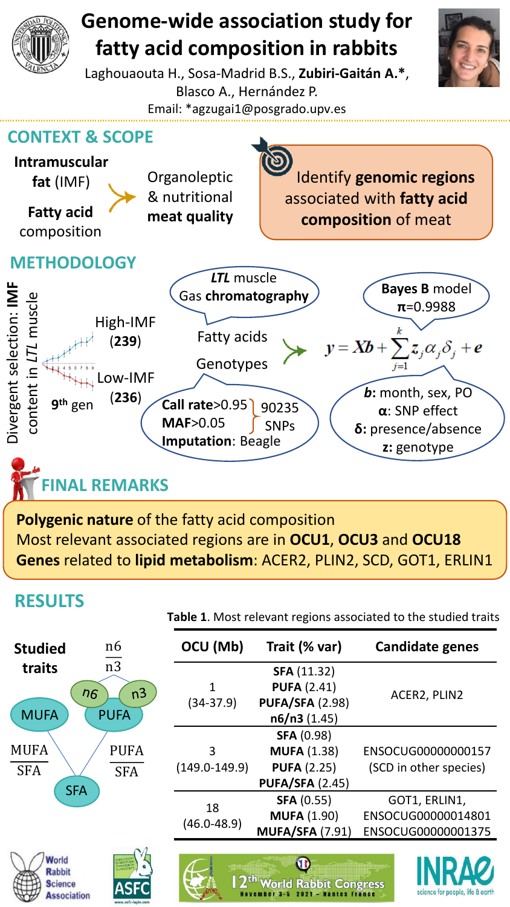# Genome-wide association study for fatty acid composition in rabbits

Laghouaouta H., Sosa-Madrid B.S., **Zubiri-Gaitán A.***, Blasco A., Hernández P.

Email: *agzugai1@posgrado.upv.es

## CONTEXT & SCOPE

**Intramuscular fat** (IMF)

**Fatty acid** composition

Organoleptic & nutritional **meat quality**

Identify **genomic regions** associated with **fatty acid composition** of meat

## METHODOLOGY

Divergent selection: **IMF** content in *LTL* muscle

High-IMF (**239**)

Low-IMF (**236**)

**9th** gen

*LTL* muscle

Gas **chromatography**

Fatty acids

Genotypes

**Call rate**>0.95

**MAF**>0.05

**Imputation**: Beagle

90235 SNPs

**Bayes B** model

**π**=0.9988

$$y = Xb + \sum_{j=1}^{k} z_j \alpha_j \delta_j + e$$

***b*:** month, sex, PO

**α**: SNP effect

**δ**: presence/absence

**z**: genotype

## FINAL REMARKS

**Polygenic nature** of the fatty acid composition

Most relevant associated regions are in **OCU1**, **OCU3** and **OCU18**

**Genes** related to **lipid metabolism**: ACER2, PLIN2, SCD, GOT1, ERLIN1

## RESULTS

**Studied traits**

n6/n3

n6

n3

MUFA

PUFA

MUFA/SFA

PUFA/SFA

SFA

**Table 1**. Most relevant regions associated to the studied traits

| OCU (Mb) | Trait (% var) | Candidate genes |
|---|---|---|
| 1 (34-37.9) | **SFA** (11.32) **PUFA** (2.41) **PUFA/SFA** (2.98) **n6/n3** (1.45) | ACER2, PLIN2 |
| 3 (149.0-149.9) | **SFA** (0.98) **MUFA** (1.38) **PUFA** (2.25) **PUFA/SFA** (2.45) | ENSOCUG00000000157 (SCD in other species) |
| 18 (46.0-48.9) | **SFA** (0.55) **MUFA** (1.90) **MUFA/SFA** (7.91) | GOT1, ERLIN1, ENSOCUG00000014801 ENSOCUG00000001375 |

World Rabbit Science Association

ASFC

12th World Rabbit Congress November 3-5 2021 – Nantes France

INRAE science for people, life & earth